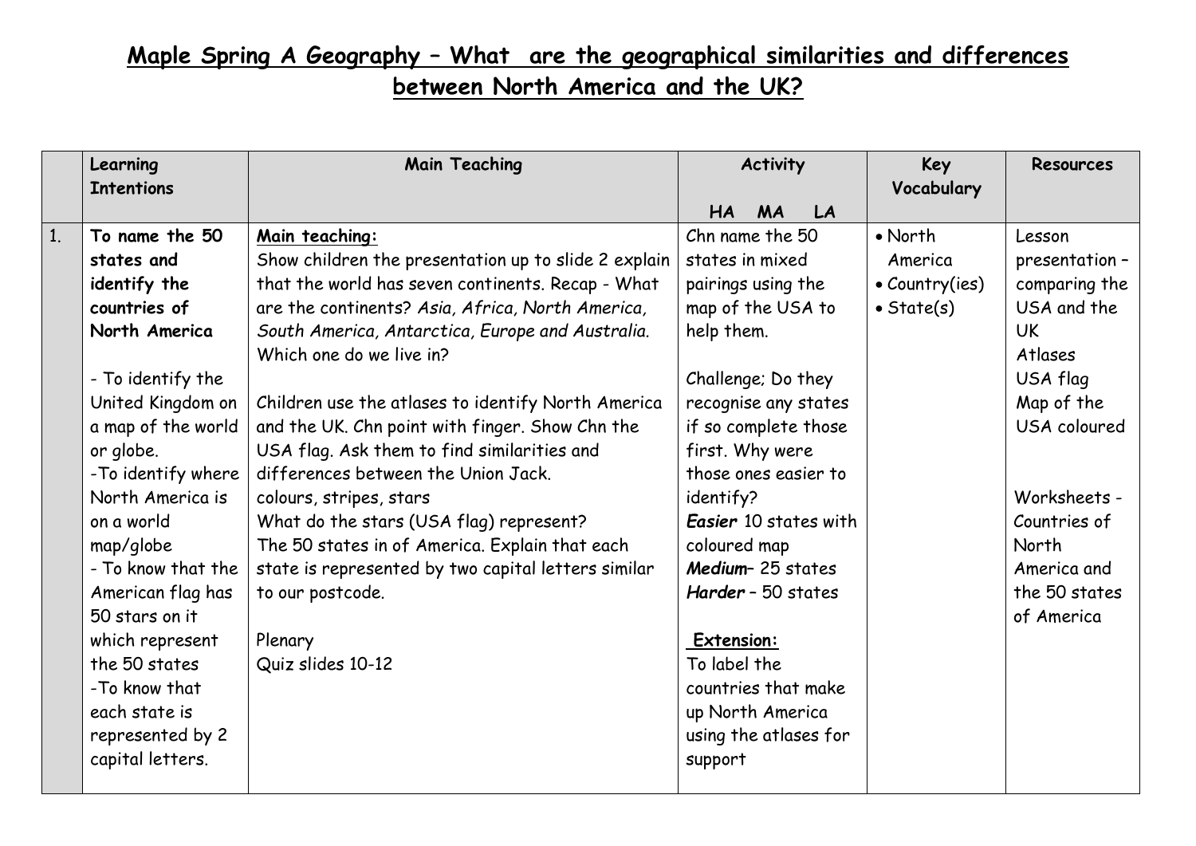# Maple Spring A Geography – What are the geographical similarities and differences between North America and the UK?

| | Learning Intentions | Main Teaching | Activity<br><br>HA MA LA | Key Vocabulary | Resources |
|---|---|---|---|---|---|
| 1. | **To name the 50 states and identify the countries of North America**<br><br>- To identify the United Kingdom on a map of the world or globe.<br>-To identify where North America is on a world map/globe<br>- To know that the American flag has 50 stars on it which represent the 50 states<br>-To know that each state is represented by 2 capital letters. | **Main teaching:**<br>Show children the presentation up to slide 2 explain that the world has seven continents. Recap - What are the continents? *Asia, Africa, North America, South America, Antarctica, Europe and Australia.* Which one do we live in?<br><br>Children use the atlases to identify North America and the UK. Chn point with finger. Show Chn the USA flag. Ask them to find similarities and differences between the Union Jack.<br>colours, stripes, stars<br>What do the stars (USA flag) represent?<br>The 50 states in of America. Explain that each state is represented by two capital letters similar to our postcode.<br><br>Plenary<br>Quiz slides 10-12 | Chn name the 50 states in mixed pairings using the map of the USA to help them.<br><br>Challenge; Do they recognise any states if so complete those first. Why were those ones easier to identify?<br>***Easier*** 10 states with coloured map<br>***Medium***– 25 states<br>***Harder*** – 50 states<br><br>**Extension:**<br>To label the countries that make up North America using the atlases for support | • North America<br>• Country(ies)<br>• State(s) | Lesson presentation – comparing the USA and the UK<br>Atlases<br>USA flag<br>Map of the USA coloured<br><br>Worksheets - Countries of North America and the 50 states of America |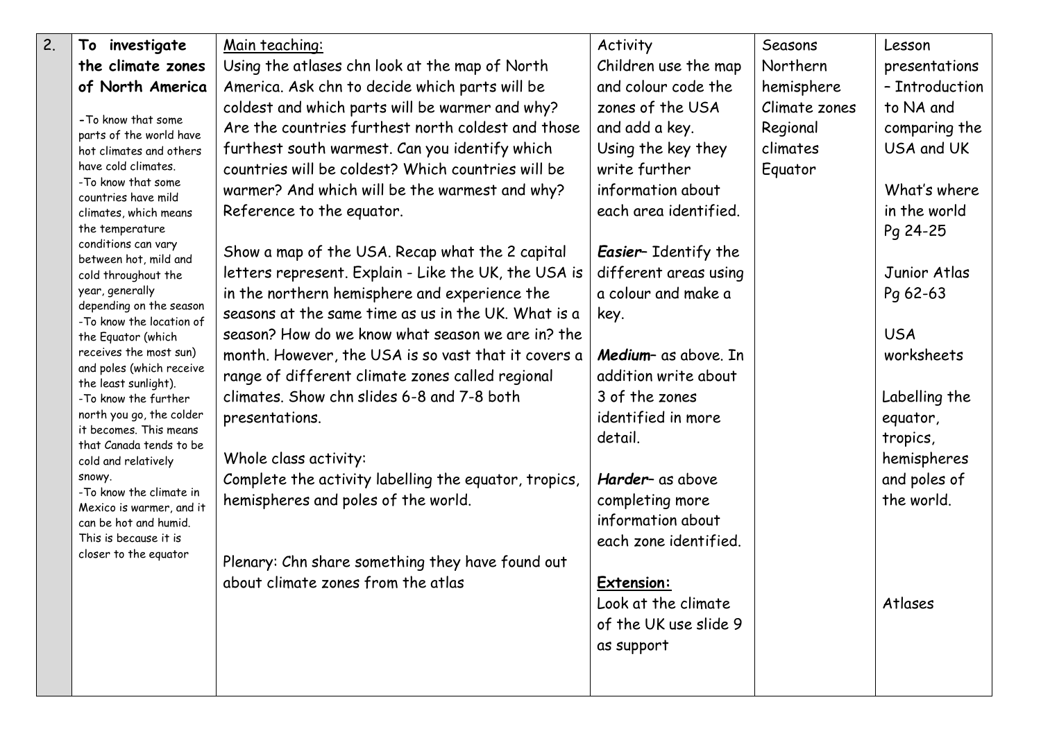| 2. | **To investigate the climate zones of North America**<br><br>-To know that some parts of the world have hot climates and others have cold climates.<br>-To know that some countries have mild climates, which means the temperature conditions can vary between hot, mild and cold throughout the year, generally depending on the season<br>-To know the location of the Equator (which receives the most sun) and poles (which receive the least sunlight).<br>-To know the further north you go, the colder it becomes. This means that Canada tends to be cold and relatively snowy.<br>-To know the climate in Mexico is warmer, and it can be hot and humid. This is because it is closer to the equator | Main teaching:<br>Using the atlases chn look at the map of North America. Ask chn to decide which parts will be coldest and which parts will be warmer and why? Are the countries furthest north coldest and those furthest south warmest. Can you identify which countries will be coldest? Which countries will be warmer? And which will be the warmest and why? Reference to the equator.<br><br>Show a map of the USA. Recap what the 2 capital letters represent. Explain - Like the UK, the USA is in the northern hemisphere and experience the seasons at the same time as us in the UK. What is a season? How do we know what season we are in? the month. However, the USA is so vast that it covers a range of different climate zones called regional climates. Show chn slides 6-8 and 7-8 both presentations.<br><br>Whole class activity:<br>Complete the activity labelling the equator, tropics, hemispheres and poles of the world.<br><br>Plenary: Chn share something they have found out about climate zones from the atlas | Activity<br>Children use the map and colour code the zones of the USA and add a key.<br>Using the key they write further information about each area identified.<br><br>***Easier***– Identify the different areas using a colour and make a key.<br><br>***Medium***– as above. In addition write about 3 of the zones identified in more detail.<br><br>***Harder***– as above completing more information about each zone identified.<br><br>**Extension:**<br>Look at the climate of the UK use slide 9 as support | Seasons<br>Northern hemisphere<br>Climate zones<br>Regional climates<br>Equator | Lesson presentations – Introduction to NA and comparing the USA and UK<br><br>What's where in the world Pg 24-25<br><br>Junior Atlas Pg 62-63<br><br>USA worksheets<br><br>Labelling the equator, tropics, hemispheres and poles of the world.<br><br>Atlases |
|---|---|---|---|---|---|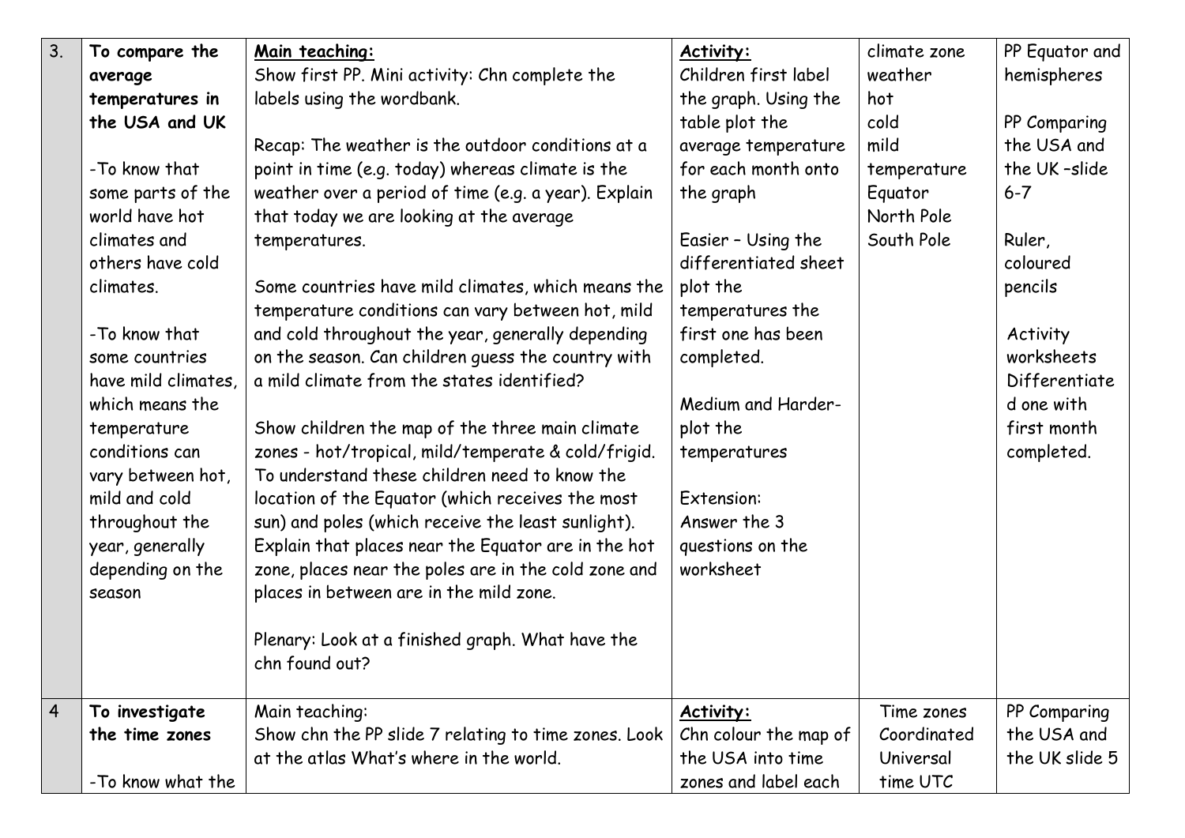| | | | | | |
|---|---|---|---|---|---|
| 3. | **To compare the average temperatures in the USA and UK**<br><br>-To know that some parts of the world have hot climates and others have cold climates.<br><br>-To know that some countries have mild climates, which means the temperature conditions can vary between hot, mild and cold throughout the year, generally depending on the season | **Main teaching:**<br>Show first PP. Mini activity: Chn complete the labels using the wordbank.<br><br>Recap: The weather is the outdoor conditions at a point in time (e.g. today) whereas climate is the weather over a period of time (e.g. a year). Explain that today we are looking at the average temperatures.<br><br>Some countries have mild climates, which means the temperature conditions can vary between hot, mild and cold throughout the year, generally depending on the season. Can children guess the country with a mild climate from the states identified?<br><br>Show children the map of the three main climate zones - hot/tropical, mild/temperate & cold/frigid. To understand these children need to know the location of the Equator (which receives the most sun) and poles (which receive the least sunlight). Explain that places near the Equator are in the hot zone, places near the poles are in the cold zone and places in between are in the mild zone.<br><br>Plenary: Look at a finished graph. What have the chn found out? | **Activity:**<br>Children first label the graph. Using the table plot the average temperature for each month onto the graph<br><br>Easier – Using the differentiated sheet plot the temperatures the first one has been completed.<br><br>Medium and Harder-plot the temperatures<br><br>Extension:<br>Answer the 3 questions on the worksheet | climate zone<br>weather<br>hot<br>cold<br>mild<br>temperature<br>Equator<br>North Pole<br>South Pole | PP Equator and hemispheres<br><br>PP Comparing the USA and the UK –slide 6-7<br><br>Ruler, coloured pencils<br><br>Activity worksheets Differentiated one with first month completed. |
| 4 | **To investigate the time zones**<br><br>-To know what the | Main teaching:<br>Show chn the PP slide 7 relating to time zones. Look at the atlas What's where in the world. | **Activity:**<br>Chn colour the map of the USA into time zones and label each | Time zones<br>Coordinated Universal time UTC | PP Comparing the USA and the UK slide 5 |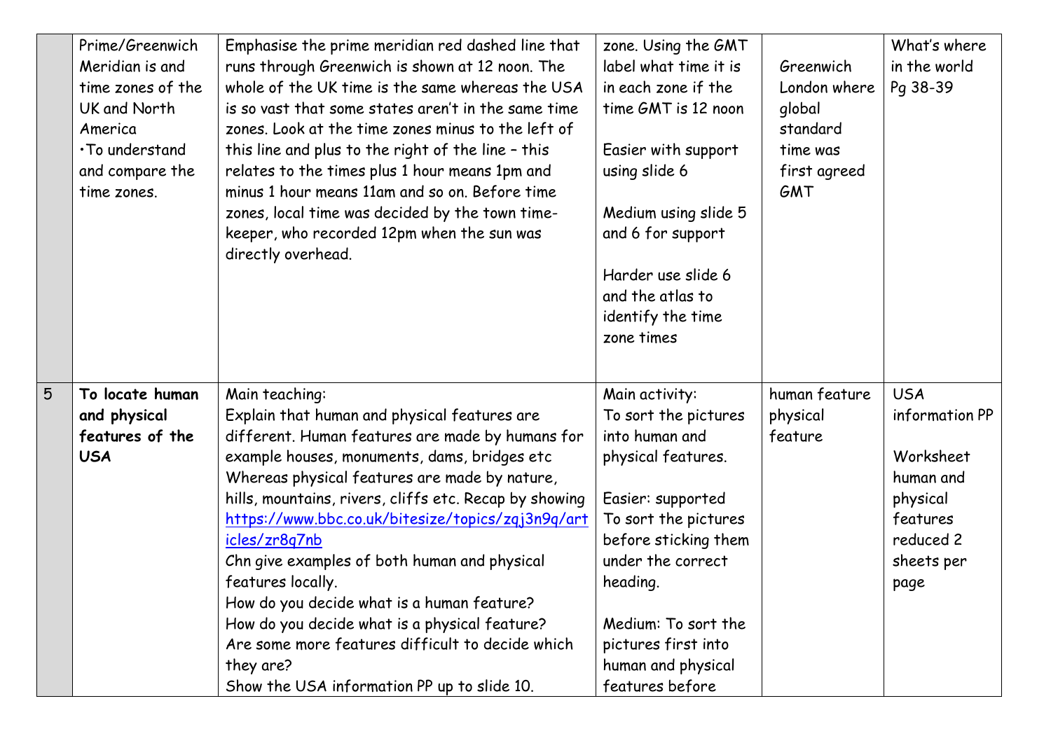|  |  |  |  |  |  |
|---|---|---|---|---|---|
|  | Prime/Greenwich Meridian is and time zones of the UK and North America<br>•To understand and compare the time zones. | Emphasise the prime meridian red dashed line that runs through Greenwich is shown at 12 noon. The whole of the UK time is the same whereas the USA is so vast that some states aren't in the same time zones. Look at the time zones minus to the left of this line and plus to the right of the line – this relates to the times plus 1 hour means 1pm and minus 1 hour means 11am and so on. Before time zones, local time was decided by the town time-keeper, who recorded 12pm when the sun was directly overhead. | zone. Using the GMT label what time it is in each zone if the time GMT is 12 noon<br><br>Easier with support using slide 6<br><br>Medium using slide 5 and 6 for support<br><br>Harder use slide 6 and the atlas to identify the time zone times | Greenwich London where global standard time was first agreed GMT | What's where in the world Pg 38-39 |
| 5 | **To locate human and physical features of the USA** | Main teaching:<br>Explain that human and physical features are different. Human features are made by humans for example houses, monuments, dams, bridges etc Whereas physical features are made by nature, hills, mountains, rivers, cliffs etc. Recap by showing https://www.bbc.co.uk/bitesize/topics/zqj3n9q/articles/zr8q7nb<br>Chn give examples of both human and physical features locally.<br>How do you decide what is a human feature?<br>How do you decide what is a physical feature?<br>Are some more features difficult to decide which they are?<br>Show the USA information PP up to slide 10. | Main activity:<br>To sort the pictures into human and physical features.<br><br>Easier: supported To sort the pictures before sticking them under the correct heading.<br><br>Medium: To sort the pictures first into human and physical features before | human feature<br>physical feature | USA information PP<br><br>Worksheet human and physical features reduced 2 sheets per page |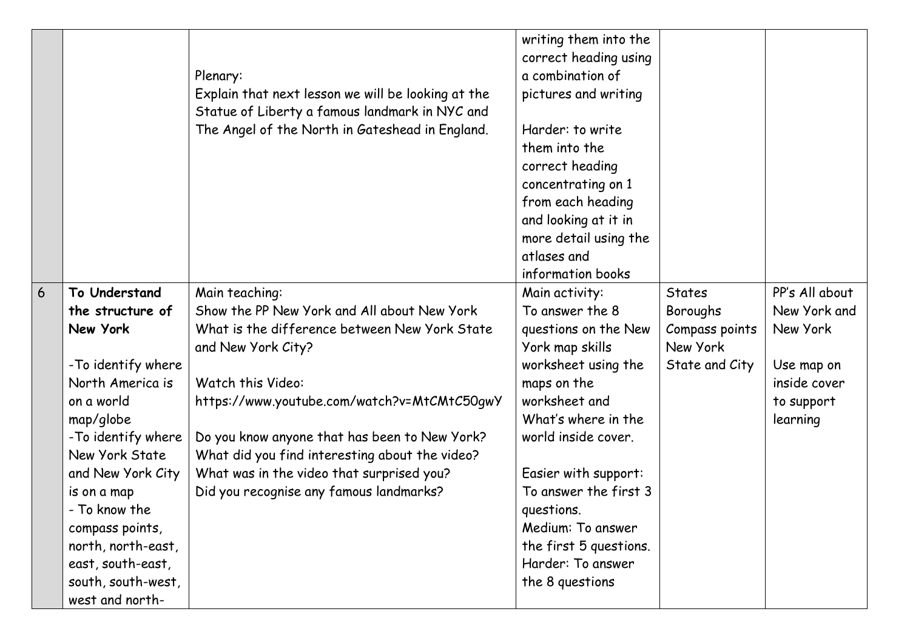| | | | | | |
|---|---|---|---|---|---|
| | | Plenary:<br>Explain that next lesson we will be looking at the Statue of Liberty a famous landmark in NYC and The Angel of the North in Gateshead in England. | writing them into the correct heading using a combination of pictures and writing<br><br>Harder: to write them into the correct heading concentrating on 1 from each heading and looking at it in more detail using the atlases and information books | | |
| 6 | **To Understand the structure of New York**<br><br>-To identify where North America is on a world map/globe<br>-To identify where New York State and New York City is on a map<br>- To know the compass points, north, north-east, east, south-east, south, south-west, west and north- | Main teaching:<br>Show the PP New York and All about New York<br>What is the difference between New York State and New York City?<br><br>Watch this Video:<br>https://www.youtube.com/watch?v=MtCMtC50gwY<br><br>Do you know anyone that has been to New York?<br>What did you find interesting about the video?<br>What was in the video that surprised you?<br>Did you recognise any famous landmarks? | Main activity:<br>To answer the 8 questions on the New York map skills worksheet using the maps on the worksheet and What's where in the world inside cover.<br><br>Easier with support: To answer the first 3 questions.<br>Medium: To answer the first 5 questions.<br>Harder: To answer the 8 questions | States<br>Boroughs<br>Compass points<br>New York State and City | PP's All about New York and New York<br><br>Use map on inside cover to support learning |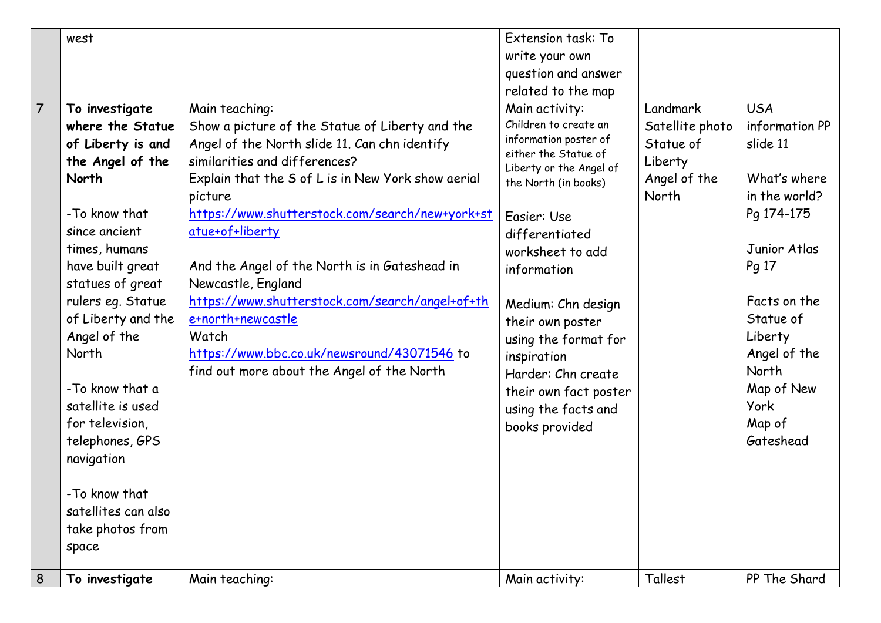|  |  |  |  |  |  |
|---|---|---|---|---|---|
|  | west |  | Extension task: To write your own question and answer related to the map |  |  |
| 7 | **To investigate where the Statue of Liberty is and the Angel of the North**<br><br>-To know that since ancient times, humans have built great statues of great rulers eg. Statue of Liberty and the Angel of the North<br><br>-To know that a satellite is used for television, telephones, GPS navigation<br><br>-To know that satellites can also take photos from space | Main teaching:<br>Show a picture of the Statue of Liberty and the Angel of the North slide 11. Can chn identify similarities and differences?<br>Explain that the S of L is in New York show aerial picture<br>https://www.shutterstock.com/search/new+york+statue+of+liberty<br><br>And the Angel of the North is in Gateshead in Newcastle, England<br>https://www.shutterstock.com/search/angel+of+the+north+newcastle<br>Watch<br>https://www.bbc.co.uk/newsround/43071546 to find out more about the Angel of the North | Main activity:<br>Children to create an information poster of either the Statue of Liberty or the Angel of the North (in books)<br><br>Easier: Use differentiated worksheet to add information<br><br>Medium: Chn design their own poster using the format for inspiration<br>Harder: Chn create their own fact poster using the facts and books provided | Landmark<br>Satellite photo<br>Statue of Liberty<br>Angel of the North | USA information PP slide 11<br><br>What's where in the world? Pg 174-175<br><br>Junior Atlas Pg 17<br><br>Facts on the Statue of Liberty<br>Angel of the North<br>Map of New York<br>Map of Gateshead |
| 8 | **To investigate** | Main teaching: | Main activity: | Tallest | PP The Shard |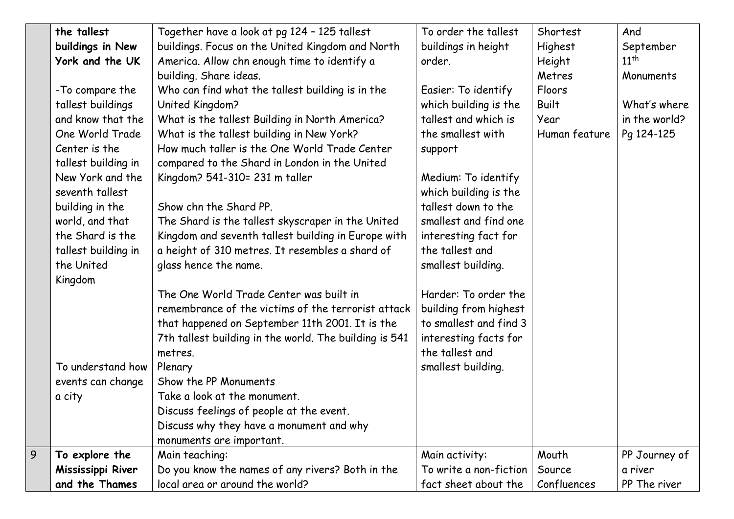| | | | | | |
|---|---|---|---|---|---|
| | **the tallest buildings in New York and the UK**<br><br>-To compare the tallest buildings and know that the One World Trade Center is the tallest building in New York and the seventh tallest building in the world, and that the Shard is the tallest building in the United Kingdom<br><br>To understand how events can change a city | Together have a look at pg 124 – 125 tallest buildings. Focus on the United Kingdom and North America. Allow chn enough time to identify a building. Share ideas.<br>Who can find what the tallest building is in the United Kingdom?<br>What is the tallest Building in North America?<br>What is the tallest building in New York?<br>How much taller is the One World Trade Center compared to the Shard in London in the United Kingdom? 541-310= 231 m taller<br><br>Show chn the Shard PP.<br>The Shard is the tallest skyscraper in the United Kingdom and seventh tallest building in Europe with a height of 310 metres. It resembles a shard of glass hence the name.<br><br>The One World Trade Center was built in remembrance of the victims of the terrorist attack that happened on September 11th 2001. It is the 7th tallest building in the world. The building is 541 metres.<br>Plenary<br>Show the PP Monuments<br>Take a look at the monument.<br>Discuss feelings of people at the event.<br>Discuss why they have a monument and why monuments are important. | To order the tallest buildings in height order.<br><br>Easier: To identify which building is the tallest and which is the smallest with support<br><br>Medium: To identify which building is the tallest down to the smallest and find one interesting fact for the tallest and smallest building.<br><br>Harder: To order the building from highest to smallest and find 3 interesting facts for the tallest and smallest building. | Shortest<br>Highest<br>Height<br>Metres<br>Floors<br>Built<br>Year<br>Human feature | And September 11th Monuments<br><br>What's where in the world? Pg 124-125 |
| 9 | **To explore the Mississippi River and the Thames** | Main teaching:<br>Do you know the names of any rivers? Both in the local area or around the world? | Main activity:<br>To write a non-fiction fact sheet about the | Mouth<br>Source<br>Confluences | PP Journey of a river<br>PP The river |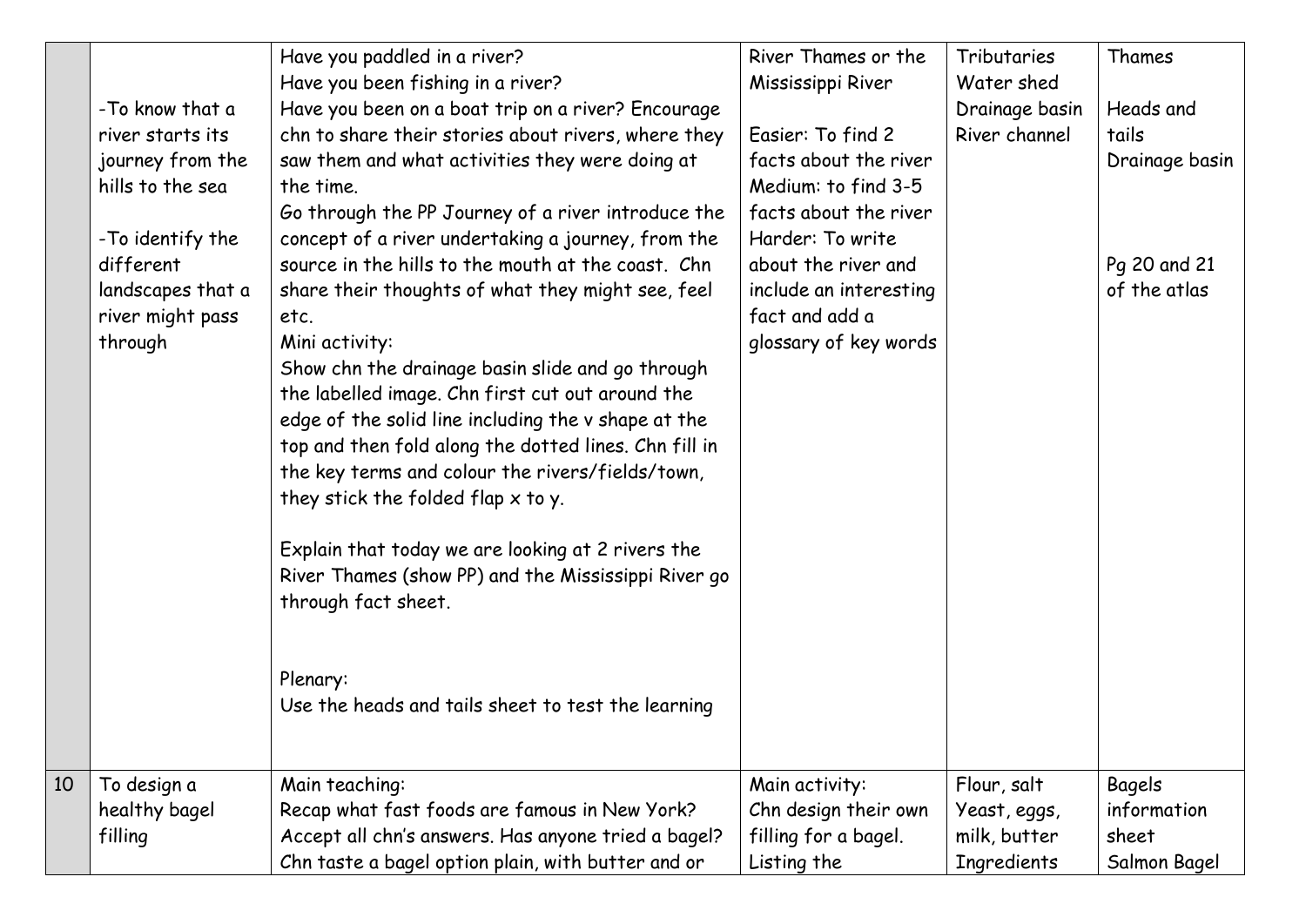| | | | | | |
|---|---|---|---|---|---|
| | -To know that a river starts its journey from the hills to the sea<br><br>-To identify the different landscapes that a river might pass through | Have you paddled in a river?<br>Have you been fishing in a river?<br>Have you been on a boat trip on a river? Encourage chn to share their stories about rivers, where they saw them and what activities they were doing at the time.<br>Go through the PP Journey of a river introduce the concept of a river undertaking a journey, from the source in the hills to the mouth at the coast. Chn share their thoughts of what they might see, feel etc.<br>Mini activity:<br>Show chn the drainage basin slide and go through the labelled image. Chn first cut out around the edge of the solid line including the v shape at the top and then fold along the dotted lines. Chn fill in the key terms and colour the rivers/fields/town, they stick the folded flap x to y.<br><br>Explain that today we are looking at 2 rivers the River Thames (show PP) and the Mississippi River go through fact sheet.<br><br>Plenary:<br>Use the heads and tails sheet to test the learning | River Thames or the Mississippi River<br><br>Easier: To find 2 facts about the river<br>Medium: to find 3-5 facts about the river<br>Harder: To write about the river and include an interesting fact and add a glossary of key words | Tributaries<br>Water shed<br>Drainage basin<br>River channel | Thames<br><br>Heads and tails<br>Drainage basin<br><br>Pg 20 and 21 of the atlas |
| 10 | To design a healthy bagel filling | Main teaching:<br>Recap what fast foods are famous in New York? Accept all chn's answers. Has anyone tried a bagel? Chn taste a bagel option plain, with butter and or | Main activity:<br>Chn design their own filling for a bagel. Listing the | Flour, salt<br>Yeast, eggs, milk, butter<br>Ingredients | Bagels information sheet<br>Salmon Bagel |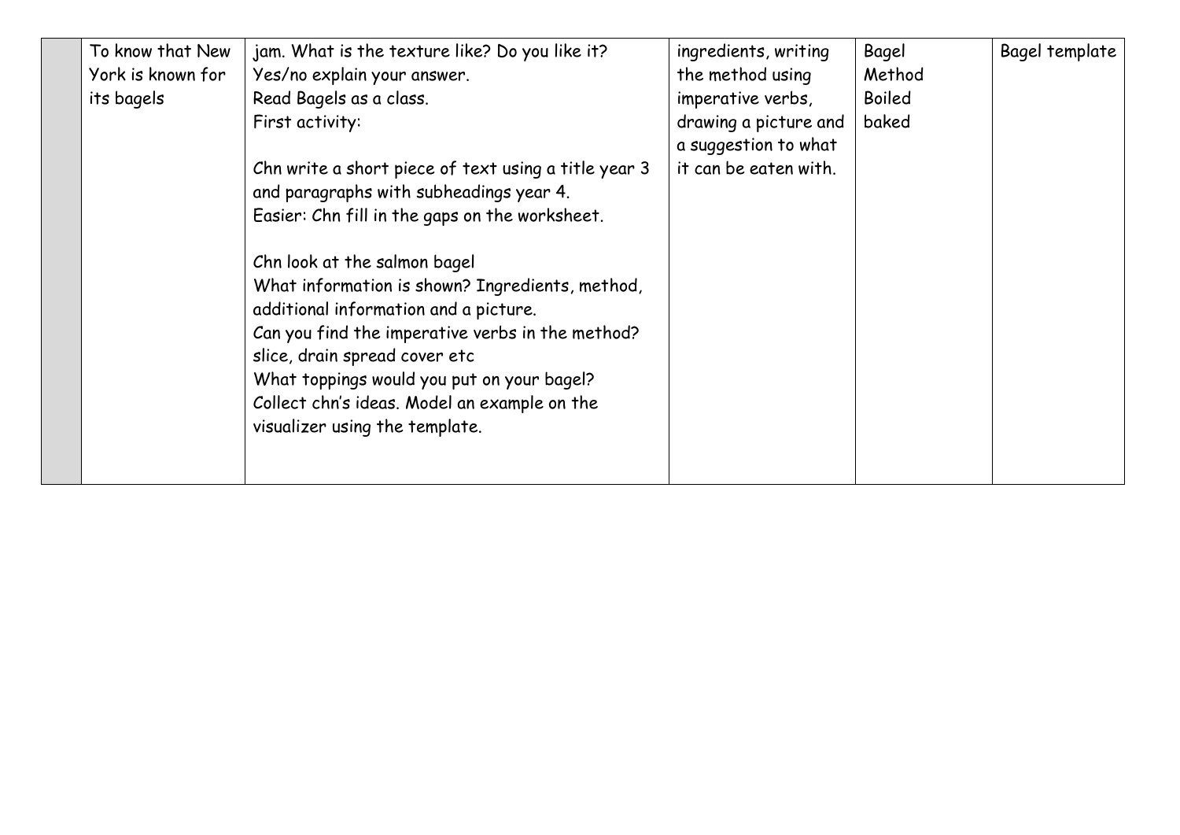| | | | | | |
|---|---|---|---|---|---|
| | To know that New York is known for its bagels | jam. What is the texture like? Do you like it? Yes/no explain your answer.<br>Read Bagels as a class.<br>First activity:<br><br>Chn write a short piece of text using a title year 3 and paragraphs with subheadings year 4.<br>Easier: Chn fill in the gaps on the worksheet.<br><br>Chn look at the salmon bagel<br>What information is shown? Ingredients, method, additional information and a picture.<br>Can you find the imperative verbs in the method? slice, drain spread cover etc<br>What toppings would you put on your bagel?<br>Collect chn's ideas. Model an example on the visualizer using the template. | ingredients, writing the method using imperative verbs, drawing a picture and a suggestion to what it can be eaten with. | Bagel<br>Method<br>Boiled<br>baked | Bagel template |